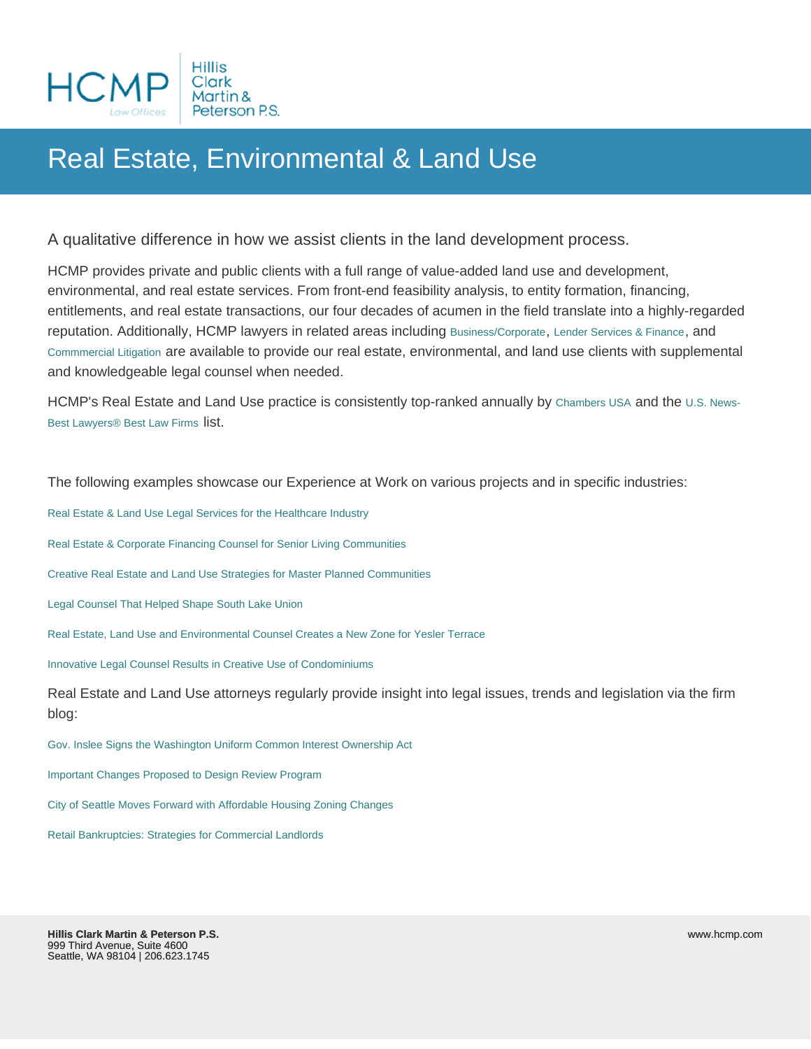# Real Estate, Environmental & Land Use

A qualitative difference in how we assist clients in the land development process.

HCMP provides private and public clients with a full range of value-added land use and development, environmental, and real estate services. From front-end feasibility analysis, to entity formation, financing, entitlements, and real estate transactions, our four decades of acumen in the field translate into a highly-regarded reputation. Additionally, HCMP lawyers in related areas including Business/Corporate, Lender Services & Finance, and Commmercial Litigation are available to provide our real estate, environmental, and land use clients with supplemental and knowledgeable legal counsel when needed.

HCMP's Real Estate and Land Use practice is consistently top-ranked annually by Chambers USA and the U.S. News-Best Lawyers® Best Law Firms list.

The following examples showcase our Experience at Work on various projects and in specific industries:

Real Estate & Land Use Legal Services for the Healthcare Industry

Real Estate & Corporate Financing Counsel for Senior Living Communities

Creative Real Estate and Land Use Strategies for Master Planned Communities

Legal Counsel That Helped Shape South Lake Union

Real Estate, Land Use and Environmental Counsel Creates a New Zone for Yesler Terrace

Innovative Legal Counsel Results in Creative Use of Condominiums

Real Estate and Land Use attorneys regularly provide insight into legal issues, trends and legislation via the firm blog:

Gov. Inslee Signs the Washington Uniform Common Interest Ownership Act

Important Changes Proposed to Design Review Program

City of Seattle Moves Forward with Affordable Housing Zoning Changes

Retail Bankruptcies: Strategies for Commercial Landlords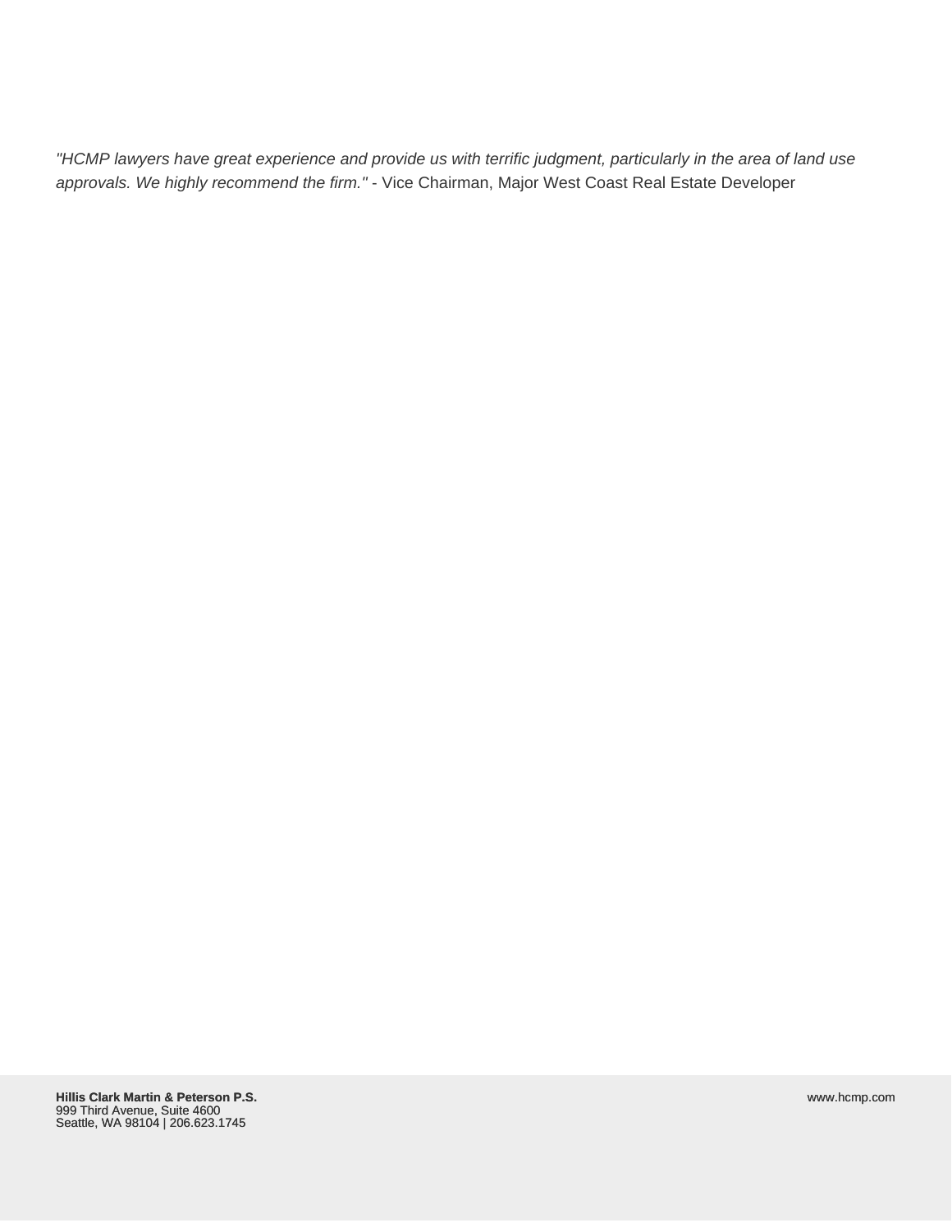*"HCMP lawyers have great experience and provide us with terrific judgment, particularly in the area of land use approvals. We highly recommend the firm."* - Vice Chairman, Major West Coast Real Estate Developer

**Hillis Clark Martin & Peterson P.S.**
999 Third Avenue, Suite 4600
Seattle, WA 98104 | 206.623.1745

www.hcmp.com